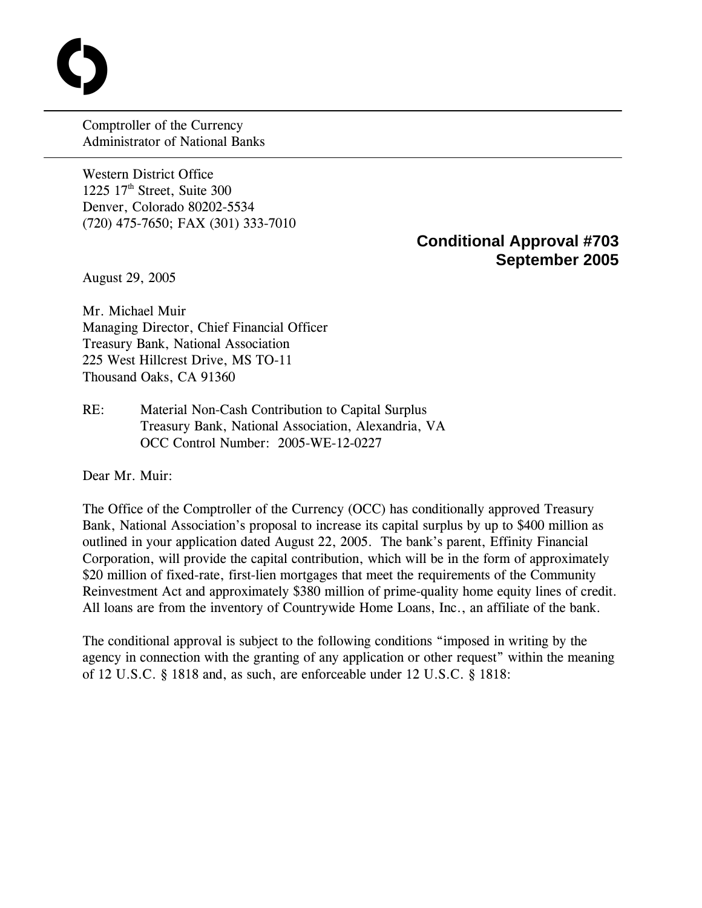Comptroller of the Currency
Administrator of National Banks

Western District Office
1225 17th Street, Suite 300
Denver, Colorado 80202-5534
(720) 475-7650; FAX (301) 333-7010

**Conditional Approval #703**
**September 2005**

August 29, 2005

Mr. Michael Muir
Managing Director, Chief Financial Officer
Treasury Bank, National Association
225 West Hillcrest Drive, MS TO-11
Thousand Oaks, CA 91360

RE: Material Non-Cash Contribution to Capital Surplus
Treasury Bank, National Association, Alexandria, VA
OCC Control Number: 2005-WE-12-0227

Dear Mr. Muir:

The Office of the Comptroller of the Currency (OCC) has conditionally approved Treasury Bank, National Association's proposal to increase its capital surplus by up to $400 million as outlined in your application dated August 22, 2005. The bank's parent, Effinity Financial Corporation, will provide the capital contribution, which will be in the form of approximately $20 million of fixed-rate, first-lien mortgages that meet the requirements of the Community Reinvestment Act and approximately $380 million of prime-quality home equity lines of credit. All loans are from the inventory of Countrywide Home Loans, Inc., an affiliate of the bank.

The conditional approval is subject to the following conditions "imposed in writing by the agency in connection with the granting of any application or other request" within the meaning of 12 U.S.C. § 1818 and, as such, are enforceable under 12 U.S.C. § 1818: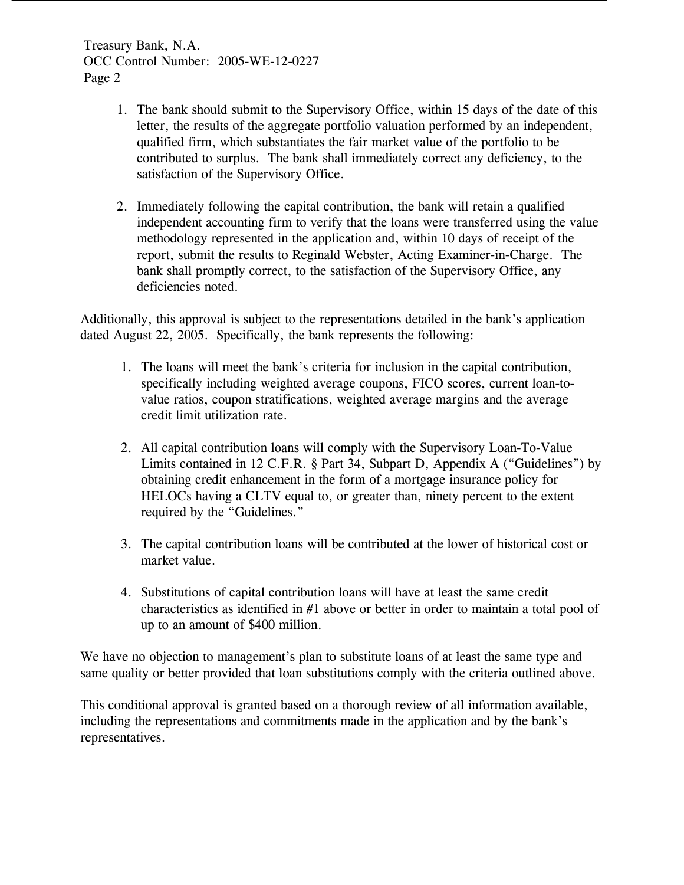1. The bank should submit to the Supervisory Office, within 15 days of the date of this letter, the results of the aggregate portfolio valuation performed by an independent, qualified firm, which substantiates the fair market value of the portfolio to be contributed to surplus. The bank shall immediately correct any deficiency, to the satisfaction of the Supervisory Office.

2. Immediately following the capital contribution, the bank will retain a qualified independent accounting firm to verify that the loans were transferred using the value methodology represented in the application and, within 10 days of receipt of the report, submit the results to Reginald Webster, Acting Examiner-in-Charge. The bank shall promptly correct, to the satisfaction of the Supervisory Office, any deficiencies noted.

Additionally, this approval is subject to the representations detailed in the bank's application dated August 22, 2005. Specifically, the bank represents the following:

1. The loans will meet the bank's criteria for inclusion in the capital contribution, specifically including weighted average coupons, FICO scores, current loan-to-value ratios, coupon stratifications, weighted average margins and the average credit limit utilization rate.

2. All capital contribution loans will comply with the Supervisory Loan-To-Value Limits contained in 12 C.F.R. § Part 34, Subpart D, Appendix A ("Guidelines") by obtaining credit enhancement in the form of a mortgage insurance policy for HELOCs having a CLTV equal to, or greater than, ninety percent to the extent required by the "Guidelines."

3. The capital contribution loans will be contributed at the lower of historical cost or market value.

4. Substitutions of capital contribution loans will have at least the same credit characteristics as identified in #1 above or better in order to maintain a total pool of up to an amount of $400 million.

We have no objection to management's plan to substitute loans of at least the same type and same quality or better provided that loan substitutions comply with the criteria outlined above.

This conditional approval is granted based on a thorough review of all information available, including the representations and commitments made in the application and by the bank's representatives.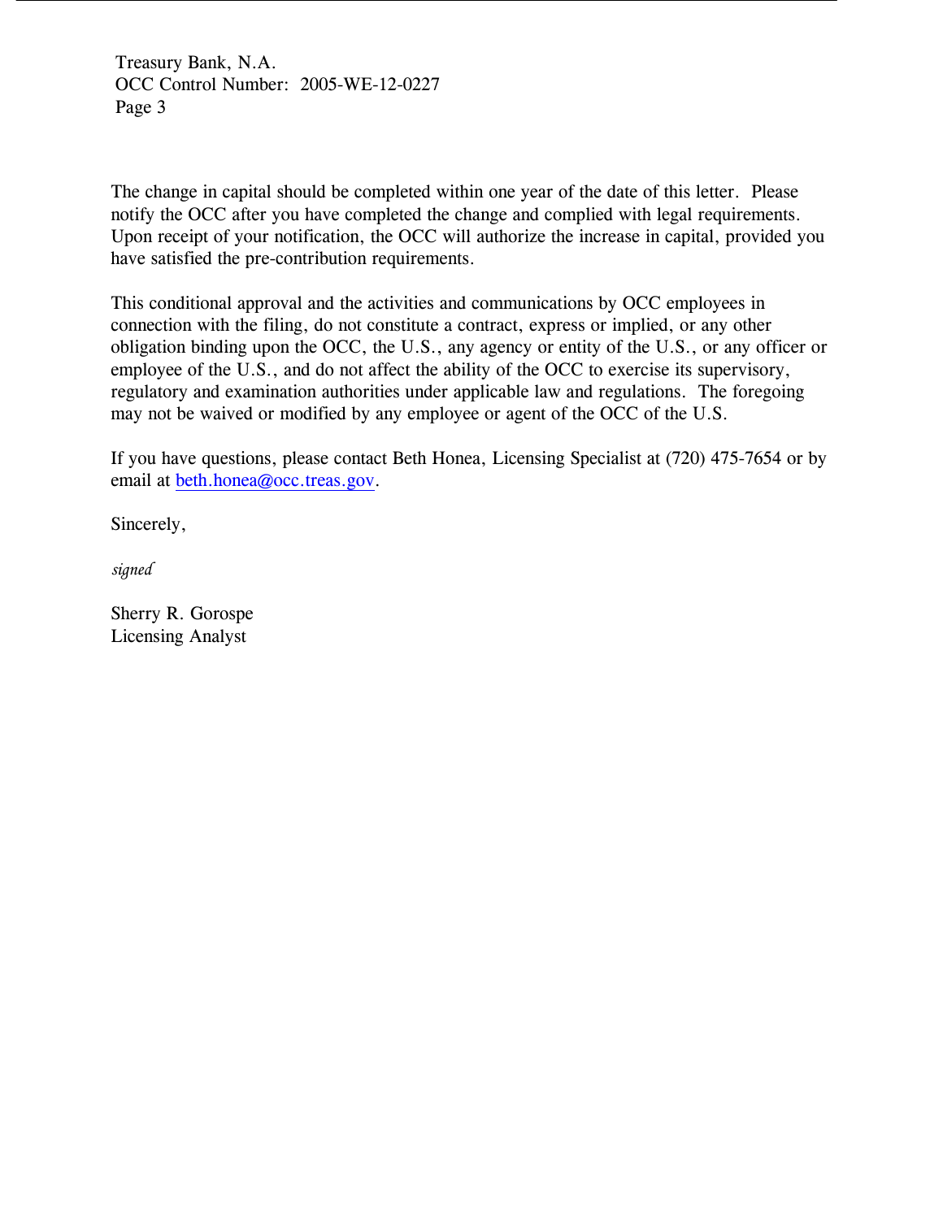The change in capital should be completed within one year of the date of this letter. Please notify the OCC after you have completed the change and complied with legal requirements. Upon receipt of your notification, the OCC will authorize the increase in capital, provided you have satisfied the pre-contribution requirements.

This conditional approval and the activities and communications by OCC employees in connection with the filing, do not constitute a contract, express or implied, or any other obligation binding upon the OCC, the U.S., any agency or entity of the U.S., or any officer or employee of the U.S., and do not affect the ability of the OCC to exercise its supervisory, regulatory and examination authorities under applicable law and regulations. The foregoing may not be waived or modified by any employee or agent of the OCC of the U.S.

If you have questions, please contact Beth Honea, Licensing Specialist at (720) 475-7654 or by email at beth.honea@occ.treas.gov.

Sincerely,

*signed*

Sherry R. Gorospe
Licensing Analyst